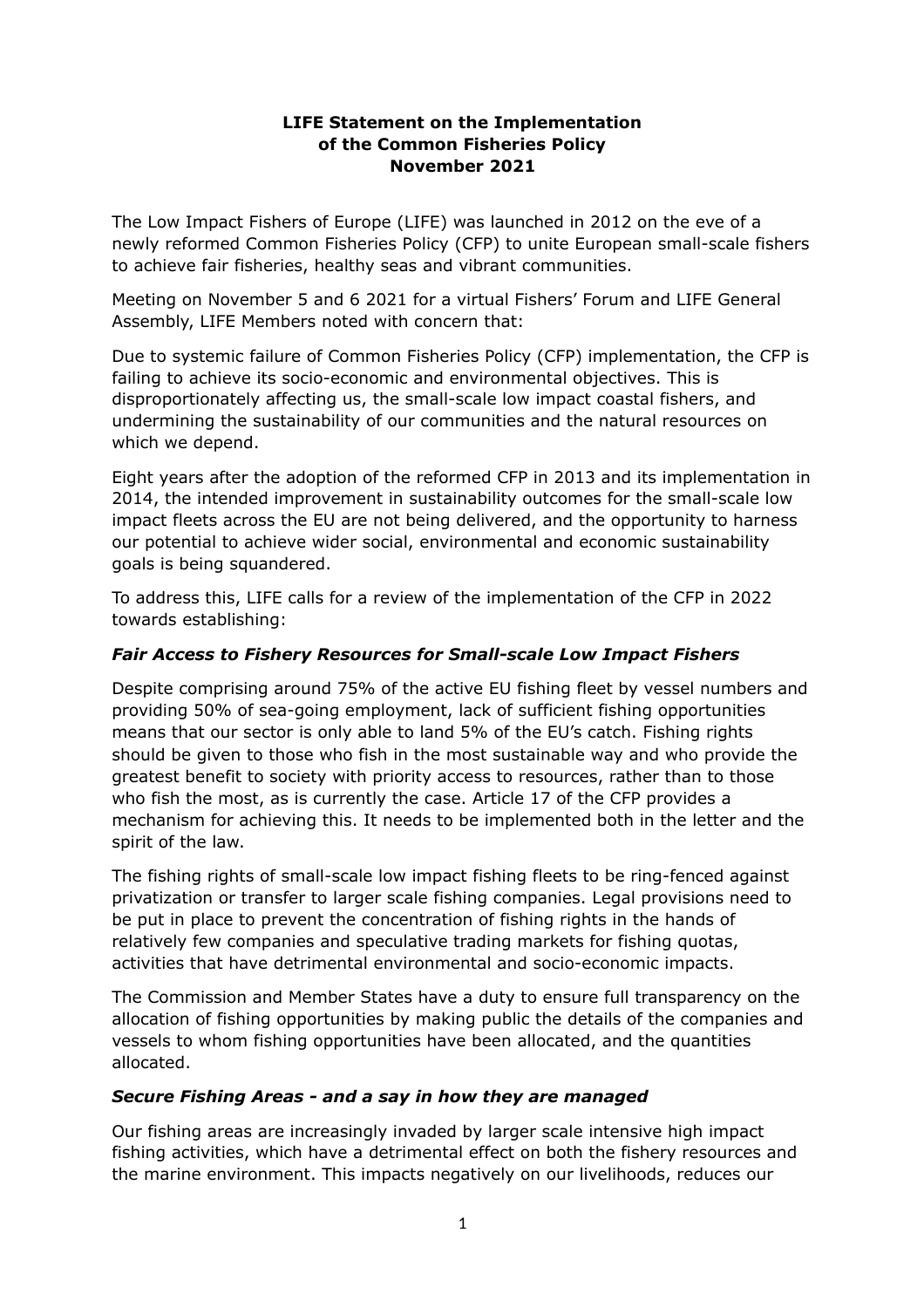# LIFE Statement on the Implementation of the Common Fisheries Policy November 2021

The Low Impact Fishers of Europe (LIFE) was launched in 2012 on the eve of a newly reformed Common Fisheries Policy (CFP) to unite European small-scale fishers to achieve fair fisheries, healthy seas and vibrant communities.

Meeting on November 5 and 6 2021 for a virtual Fishers' Forum and LIFE General Assembly, LIFE Members noted with concern that:

Due to systemic failure of Common Fisheries Policy (CFP) implementation, the CFP is failing to achieve its socio-economic and environmental objectives. This is disproportionately affecting us, the small-scale low impact coastal fishers, and undermining the sustainability of our communities and the natural resources on which we depend.

Eight years after the adoption of the reformed CFP in 2013 and its implementation in 2014, the intended improvement in sustainability outcomes for the small-scale low impact fleets across the EU are not being delivered, and the opportunity to harness our potential to achieve wider social, environmental and economic sustainability goals is being squandered.

To address this, LIFE calls for a review of the implementation of the CFP in 2022 towards establishing:

### *Fair Access to Fishery Resources for Small-scale Low Impact Fishers*

Despite comprising around 75% of the active EU fishing fleet by vessel numbers and providing 50% of sea-going employment, lack of sufficient fishing opportunities means that our sector is only able to land 5% of the EU's catch. Fishing rights should be given to those who fish in the most sustainable way and who provide the greatest benefit to society with priority access to resources, rather than to those who fish the most, as is currently the case. Article 17 of the CFP provides a mechanism for achieving this. It needs to be implemented both in the letter and the spirit of the law.

The fishing rights of small-scale low impact fishing fleets to be ring-fenced against privatization or transfer to larger scale fishing companies. Legal provisions need to be put in place to prevent the concentration of fishing rights in the hands of relatively few companies and speculative trading markets for fishing quotas, activities that have detrimental environmental and socio-economic impacts.

The Commission and Member States have a duty to ensure full transparency on the allocation of fishing opportunities by making public the details of the companies and vessels to whom fishing opportunities have been allocated, and the quantities allocated.

### *Secure Fishing Areas - and a say in how they are managed*

Our fishing areas are increasingly invaded by larger scale intensive high impact fishing activities, which have a detrimental effect on both the fishery resources and the marine environment. This impacts negatively on our livelihoods, reduces our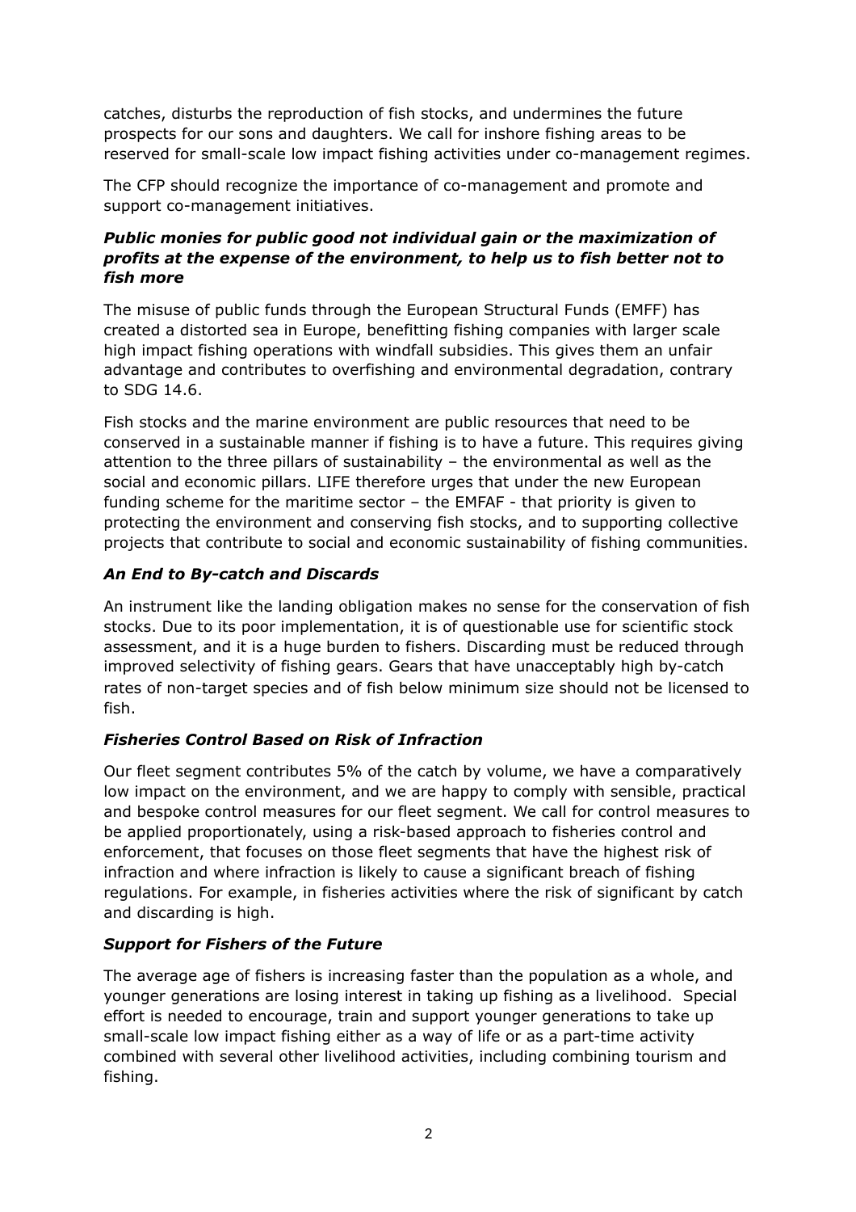catches, disturbs the reproduction of fish stocks, and undermines the future prospects for our sons and daughters. We call for inshore fishing areas to be reserved for small-scale low impact fishing activities under co-management regimes.

The CFP should recognize the importance of co-management and promote and support co-management initiatives.

### *Public monies for public good not individual gain or the maximization of profits at the expense of the environment, to help us to fish better not to fish more*

The misuse of public funds through the European Structural Funds (EMFF) has created a distorted sea in Europe, benefitting fishing companies with larger scale high impact fishing operations with windfall subsidies. This gives them an unfair advantage and contributes to overfishing and environmental degradation, contrary to SDG 14.6.

Fish stocks and the marine environment are public resources that need to be conserved in a sustainable manner if fishing is to have a future. This requires giving attention to the three pillars of sustainability – the environmental as well as the social and economic pillars. LIFE therefore urges that under the new European funding scheme for the maritime sector – the EMFAF - that priority is given to protecting the environment and conserving fish stocks, and to supporting collective projects that contribute to social and economic sustainability of fishing communities.

### *An End to By-catch and Discards*

An instrument like the landing obligation makes no sense for the conservation of fish stocks. Due to its poor implementation, it is of questionable use for scientific stock assessment, and it is a huge burden to fishers. Discarding must be reduced through improved selectivity of fishing gears. Gears that have unacceptably high by-catch rates of non-target species and of fish below minimum size should not be licensed to fish.

### *Fisheries Control Based on Risk of Infraction*

Our fleet segment contributes 5% of the catch by volume, we have a comparatively low impact on the environment, and we are happy to comply with sensible, practical and bespoke control measures for our fleet segment. We call for control measures to be applied proportionately, using a risk-based approach to fisheries control and enforcement, that focuses on those fleet segments that have the highest risk of infraction and where infraction is likely to cause a significant breach of fishing regulations. For example, in fisheries activities where the risk of significant by catch and discarding is high.

### *Support for Fishers of the Future*

The average age of fishers is increasing faster than the population as a whole, and younger generations are losing interest in taking up fishing as a livelihood. Special effort is needed to encourage, train and support younger generations to take up small-scale low impact fishing either as a way of life or as a part-time activity combined with several other livelihood activities, including combining tourism and fishing.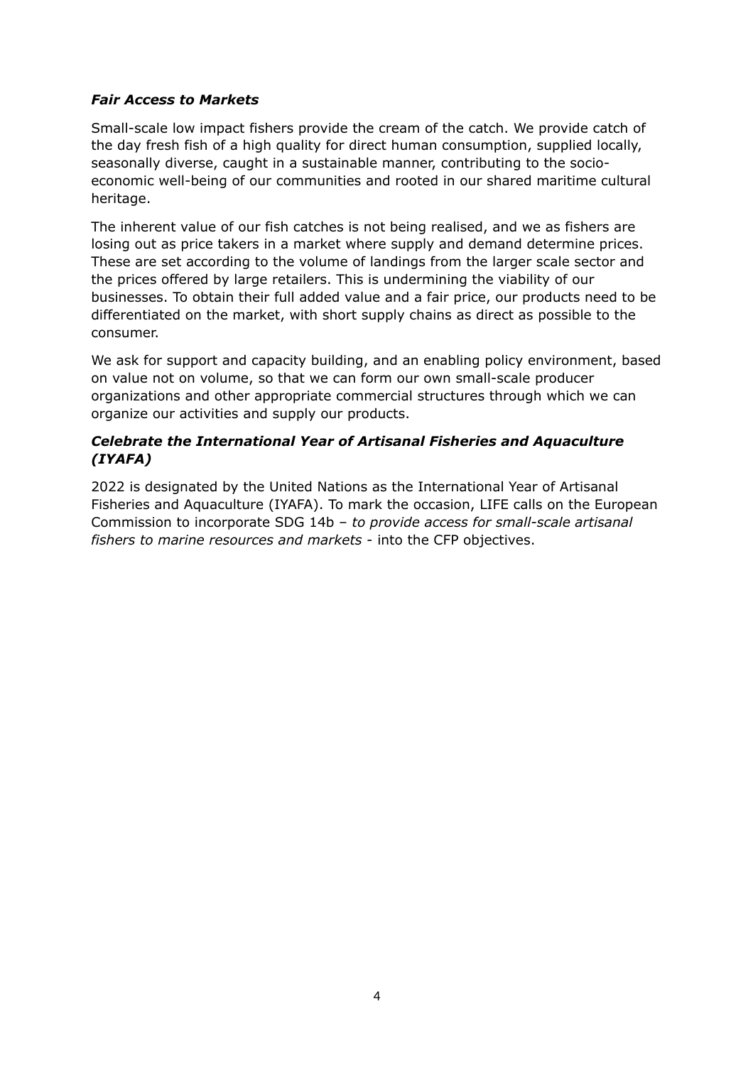***Fair Access to Markets***

Small-scale low impact fishers provide the cream of the catch. We provide catch of the day fresh fish of a high quality for direct human consumption, supplied locally, seasonally diverse, caught in a sustainable manner, contributing to the socio-economic well-being of our communities and rooted in our shared maritime cultural heritage.

The inherent value of our fish catches is not being realised, and we as fishers are losing out as price takers in a market where supply and demand determine prices. These are set according to the volume of landings from the larger scale sector and the prices offered by large retailers. This is undermining the viability of our businesses. To obtain their full added value and a fair price, our products need to be differentiated on the market, with short supply chains as direct as possible to the consumer.

We ask for support and capacity building, and an enabling policy environment, based on value not on volume, so that we can form our own small-scale producer organizations and other appropriate commercial structures through which we can organize our activities and supply our products.

***Celebrate the International Year of Artisanal Fisheries and Aquaculture (IYAFA)***

2022 is designated by the United Nations as the International Year of Artisanal Fisheries and Aquaculture (IYAFA). To mark the occasion, LIFE calls on the European Commission to incorporate SDG 14b – *to provide access for small-scale artisanal fishers to marine resources and markets* - into the CFP objectives.